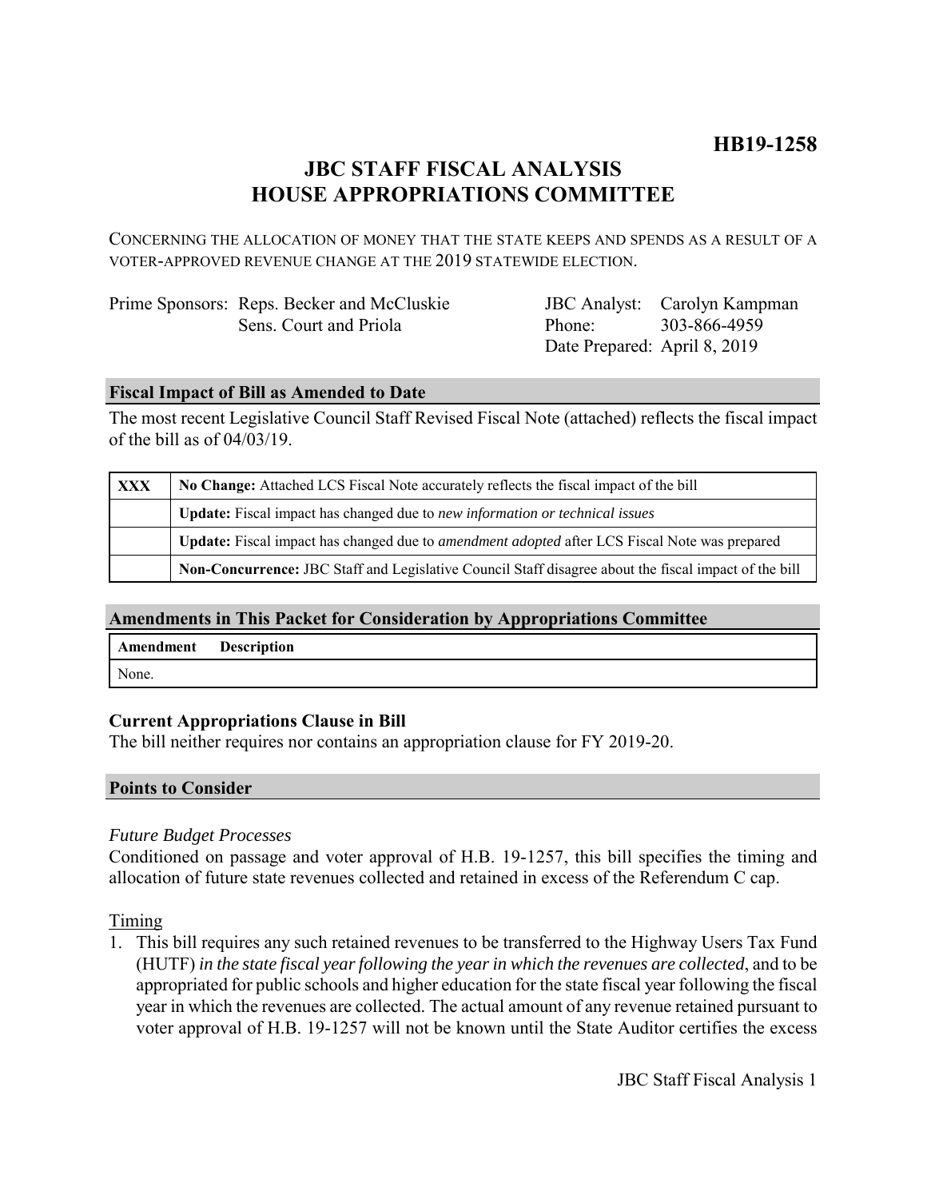**HB19-1258**

# JBC STAFF FISCAL ANALYSIS
# HOUSE APPROPRIATIONS COMMITTEE

CONCERNING THE ALLOCATION OF MONEY THAT THE STATE KEEPS AND SPENDS AS A RESULT OF A VOTER-APPROVED REVENUE CHANGE AT THE 2019 STATEWIDE ELECTION.

| | |
|---|---|
| Prime Sponsors: Reps. Becker and McCluskie<br>Sens. Court and Priola | JBC Analyst: Carolyn Kampman<br>Phone: 303-866-4959<br>Date Prepared: April 8, 2019 |

## Fiscal Impact of Bill as Amended to Date

The most recent Legislative Council Staff Revised Fiscal Note (attached) reflects the fiscal impact of the bill as of 04/03/19.

| | |
|---|---|
| XXX | **No Change:** Attached LCS Fiscal Note accurately reflects the fiscal impact of the bill |
| | **Update:** Fiscal impact has changed due to *new information or technical issues* |
| | **Update:** Fiscal impact has changed due to *amendment adopted* after LCS Fiscal Note was prepared |
| | **Non-Concurrence:** JBC Staff and Legislative Council Staff disagree about the fiscal impact of the bill |

## Amendments in This Packet for Consideration by Appropriations Committee

| Amendment | Description |
|---|---|
| None. | |

### Current Appropriations Clause in Bill

The bill neither requires nor contains an appropriation clause for FY 2019-20.

## Points to Consider

*Future Budget Processes*

Conditioned on passage and voter approval of H.B. 19-1257, this bill specifies the timing and allocation of future state revenues collected and retained in excess of the Referendum C cap.

Timing

1. This bill requires any such retained revenues to be transferred to the Highway Users Tax Fund (HUTF) *in the state fiscal year following the year in which the revenues are collected*, and to be appropriated for public schools and higher education for the state fiscal year following the fiscal year in which the revenues are collected. The actual amount of any revenue retained pursuant to voter approval of H.B. 19-1257 will not be known until the State Auditor certifies the excess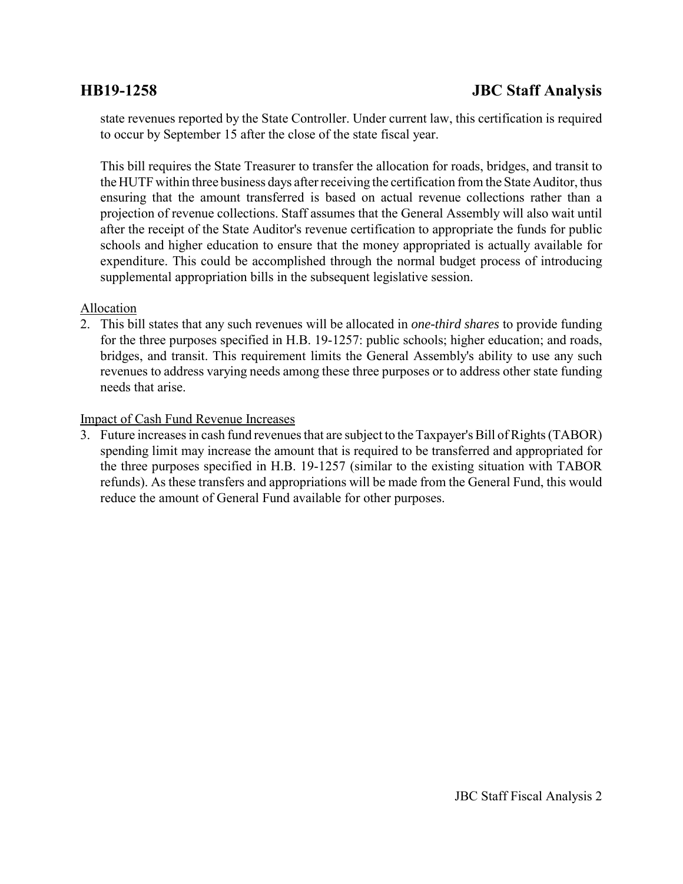state revenues reported by the State Controller. Under current law, this certification is required to occur by September 15 after the close of the state fiscal year.

This bill requires the State Treasurer to transfer the allocation for roads, bridges, and transit to the HUTF within three business days after receiving the certification from the State Auditor, thus ensuring that the amount transferred is based on actual revenue collections rather than a projection of revenue collections. Staff assumes that the General Assembly will also wait until after the receipt of the State Auditor's revenue certification to appropriate the funds for public schools and higher education to ensure that the money appropriated is actually available for expenditure. This could be accomplished through the normal budget process of introducing supplemental appropriation bills in the subsequent legislative session.

Allocation

2. This bill states that any such revenues will be allocated in *one-third shares* to provide funding for the three purposes specified in H.B. 19-1257: public schools; higher education; and roads, bridges, and transit. This requirement limits the General Assembly's ability to use any such revenues to address varying needs among these three purposes or to address other state funding needs that arise.

Impact of Cash Fund Revenue Increases

3. Future increases in cash fund revenues that are subject to the Taxpayer's Bill of Rights (TABOR) spending limit may increase the amount that is required to be transferred and appropriated for the three purposes specified in H.B. 19-1257 (similar to the existing situation with TABOR refunds). As these transfers and appropriations will be made from the General Fund, this would reduce the amount of General Fund available for other purposes.